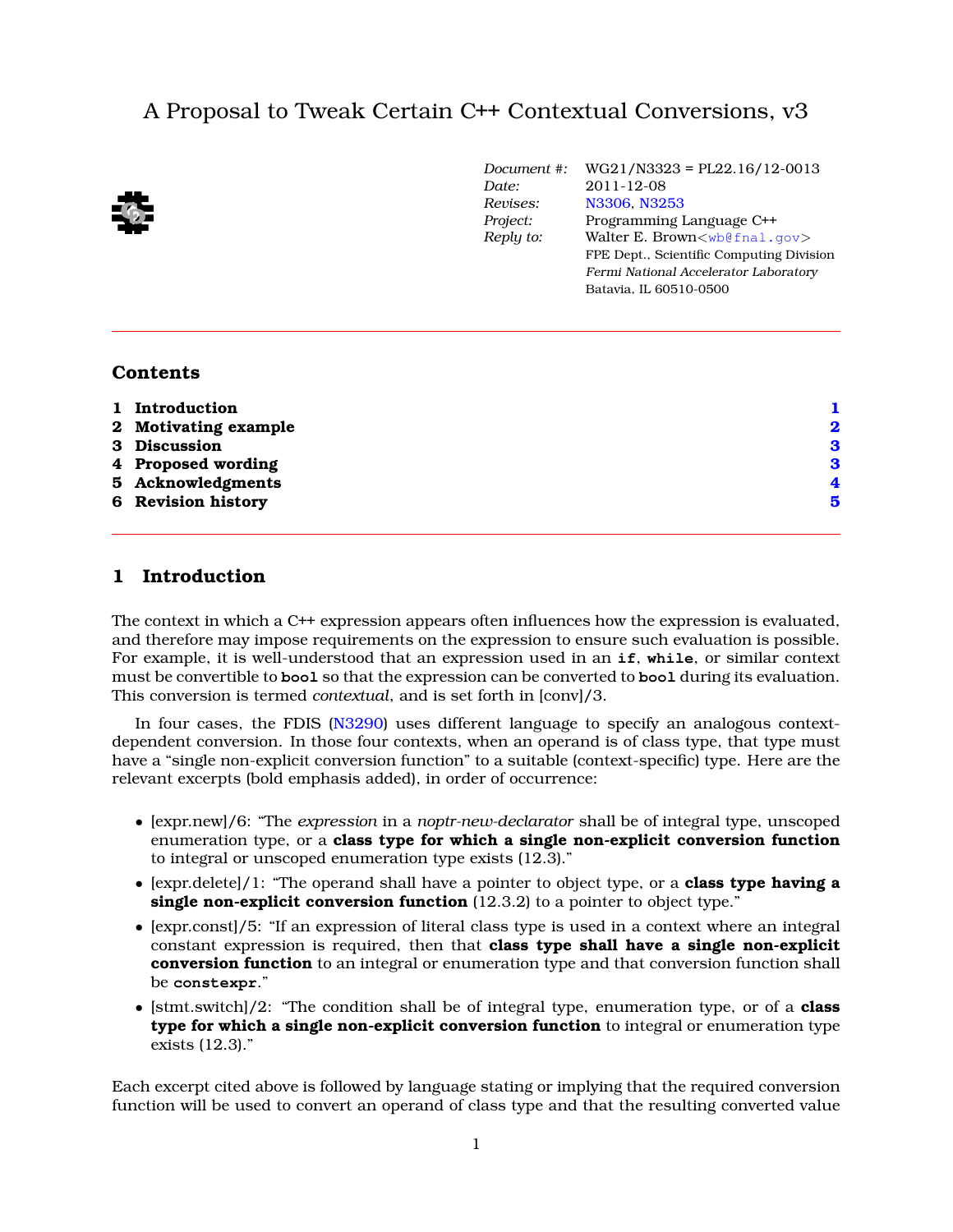# A Proposal to Tweak Certain C++ Contextual Conversions, v3

| | |
|---|---|
| *Document #:* | WG21/N3323 = PL22.16/12-0013 |
| *Date:* | 2011-12-08 |
| *Revises:* | N3306, N3253 |
| *Project:* | Programming Language C++ |
| *Reply to:* | Walter E. Brown<wb@fnal.gov> |
| | FPE Dept., Scientific Computing Division |
| | *Fermi National Accelerator Laboratory* |
| | Batavia, IL 60510-0500 |

## Contents

1 **Introduction** 1
2 **Motivating example** 2
3 **Discussion** 3
4 **Proposed wording** 3
5 **Acknowledgments** 4
6 **Revision history** 5

## 1 Introduction

The context in which a C++ expression appears often influences how the expression is evaluated, and therefore may impose requirements on the expression to ensure such evaluation is possible. For example, it is well-understood that an expression used in an **if**, **while**, or similar context must be convertible to **bool** so that the expression can be converted to **bool** during its evaluation. This conversion is termed *contextual*, and is set forth in [conv]/3.

In four cases, the FDIS (N3290) uses different language to specify an analogous context-dependent conversion. In those four contexts, when an operand is of class type, that type must have a "single non-explicit conversion function" to a suitable (context-specific) type. Here are the relevant excerpts (bold emphasis added), in order of occurrence:

- [expr.new]/6: "The *expression* in a *noptr-new-declarator* shall be of integral type, unscoped enumeration type, or a **class type for which a single non-explicit conversion function** to integral or unscoped enumeration type exists (12.3)."
- [expr.delete]/1: "The operand shall have a pointer to object type, or a **class type having a single non-explicit conversion function** (12.3.2) to a pointer to object type."
- [expr.const]/5: "If an expression of literal class type is used in a context where an integral constant expression is required, then that **class type shall have a single non-explicit conversion function** to an integral or enumeration type and that conversion function shall be **constexpr**."
- [stmt.switch]/2: "The condition shall be of integral type, enumeration type, or of a **class type for which a single non-explicit conversion function** to integral or enumeration type exists (12.3)."

Each excerpt cited above is followed by language stating or implying that the required conversion function will be used to convert an operand of class type and that the resulting converted value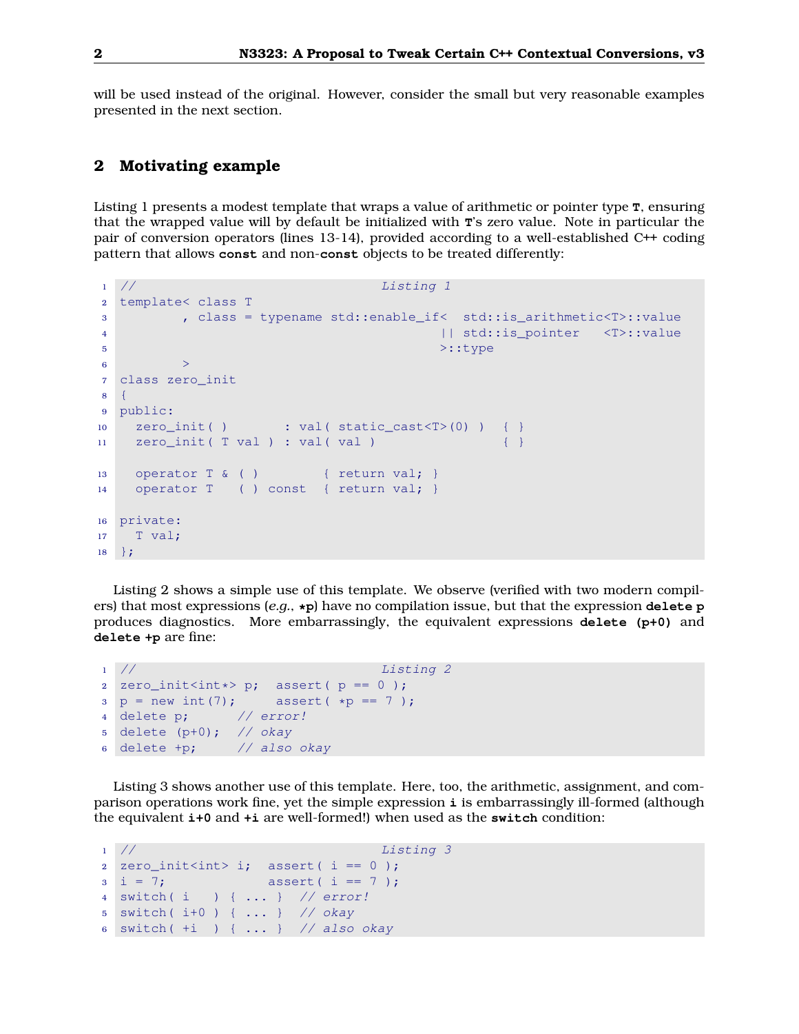will be used instead of the original. However, consider the small but very reasonable examples presented in the next section.

## 2 Motivating example

Listing 1 presents a modest template that wraps a value of arithmetic or pointer type **T**, ensuring that the wrapped value will by default be initialized with **T**'s zero value. Note in particular the pair of conversion operators (lines 13-14), provided according to a well-established C++ coding pattern that allows **const** and non-**const** objects to be treated differently:

```
//                                Listing 1
template< class T
        , class = typename std::enable_if<  std::is_arithmetic<T>::value
                                         || std::is_pointer   <T>::value
                                         >::type
        >
class zero_init
{
public:
  zero_init( )       : val( static_cast<T>(0) )  { }
  zero_init( T val ) : val( val )                { }

  operator T & ( )        { return val; }
  operator T   ( ) const  { return val; }

private:
  T val;
};
```

Listing 2 shows a simple use of this template. We observe (verified with two modern compilers) that most expressions (*e.g.*, **\*p**) have no compilation issue, but that the expression **delete p** produces diagnostics. More embarrassingly, the equivalent expressions **delete (p+0)** and **delete +p** are fine:

```
//                                Listing 2
zero_init<int*> p;  assert( p == 0 );
p = new int(7);     assert( *p == 7 );
delete p;       // error!
delete (p+0);   // okay
delete +p;      // also okay
```

Listing 3 shows another use of this template. Here, too, the arithmetic, assignment, and comparison operations work fine, yet the simple expression **i** is embarrassingly ill-formed (although the equivalent **i+0** and **+i** are well-formed!) when used as the **switch** condition:

```
//                                Listing 3
zero_init<int> i;  assert( i == 0 );
i = 7;             assert( i == 7 );
switch( i   ) { ... }  // error!
switch( i+0 ) { ... }  // okay
switch( +i  ) { ... }  // also okay
```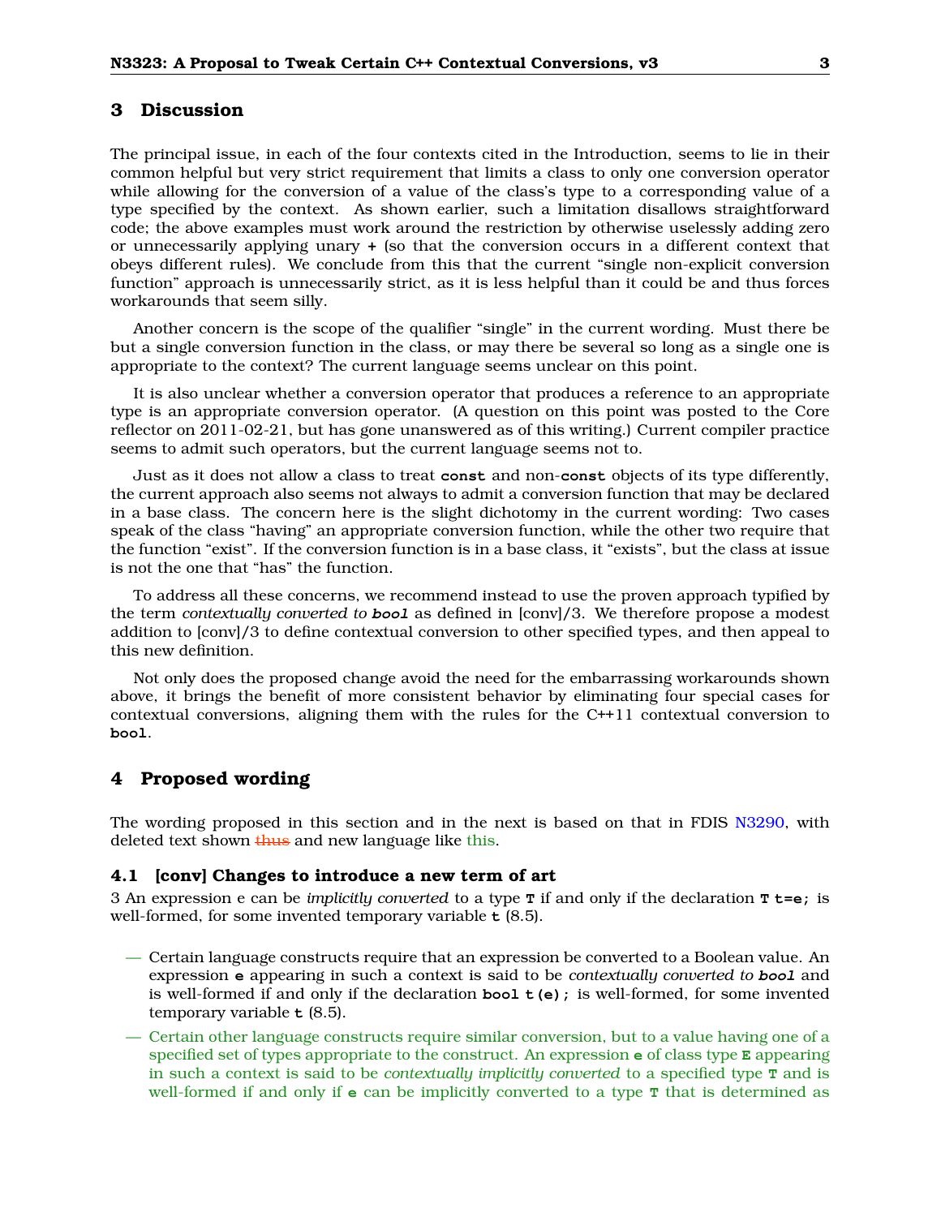## 3 Discussion

The principal issue, in each of the four contexts cited in the Introduction, seems to lie in their common helpful but very strict requirement that limits a class to only one conversion operator while allowing for the conversion of a value of the class's type to a corresponding value of a type specified by the context. As shown earlier, such a limitation disallows straightforward code; the above examples must work around the restriction by otherwise uselessly adding zero or unnecessarily applying unary **+** (so that the conversion occurs in a different context that obeys different rules). We conclude from this that the current "single non-explicit conversion function" approach is unnecessarily strict, as it is less helpful than it could be and thus forces workarounds that seem silly.

Another concern is the scope of the qualifier "single" in the current wording. Must there be but a single conversion function in the class, or may there be several so long as a single one is appropriate to the context? The current language seems unclear on this point.

It is also unclear whether a conversion operator that produces a reference to an appropriate type is an appropriate conversion operator. (A question on this point was posted to the Core reflector on 2011-02-21, but has gone unanswered as of this writing.) Current compiler practice seems to admit such operators, but the current language seems not to.

Just as it does not allow a class to treat `const` and non-`const` objects of its type differently, the current approach also seems not always to admit a conversion function that may be declared in a base class. The concern here is the slight dichotomy in the current wording: Two cases speak of the class "having" an appropriate conversion function, while the other two require that the function "exist". If the conversion function is in a base class, it "exists", but the class at issue is not the one that "has" the function.

To address all these concerns, we recommend instead to use the proven approach typified by the term *contextually converted to `bool`* as defined in [conv]/3. We therefore propose a modest addition to [conv]/3 to define contextual conversion to other specified types, and then appeal to this new definition.

Not only does the proposed change avoid the need for the embarrassing workarounds shown above, it brings the benefit of more consistent behavior by eliminating four special cases for contextual conversions, aligning them with the rules for the C++11 contextual conversion to `bool`.

## 4 Proposed wording

The wording proposed in this section and in the next is based on that in FDIS N3290, with deleted text shown ~~thus~~ and new language like this.

### 4.1 [conv] Changes to introduce a new term of art

3 An expression e can be *implicitly converted* to a type `T` if and only if the declaration `T t=e;` is well-formed, for some invented temporary variable `t` (8.5).

- Certain language constructs require that an expression be converted to a Boolean value. An expression `e` appearing in such a context is said to be *contextually converted to `bool`* and is well-formed if and only if the declaration `bool t(e);` is well-formed, for some invented temporary variable `t` (8.5).
- Certain other language constructs require similar conversion, but to a value having one of a specified set of types appropriate to the construct. An expression `e` of class type `E` appearing in such a context is said to be *contextually implicitly converted* to a specified type `T` and is well-formed if and only if `e` can be implicitly converted to a type `T` that is determined as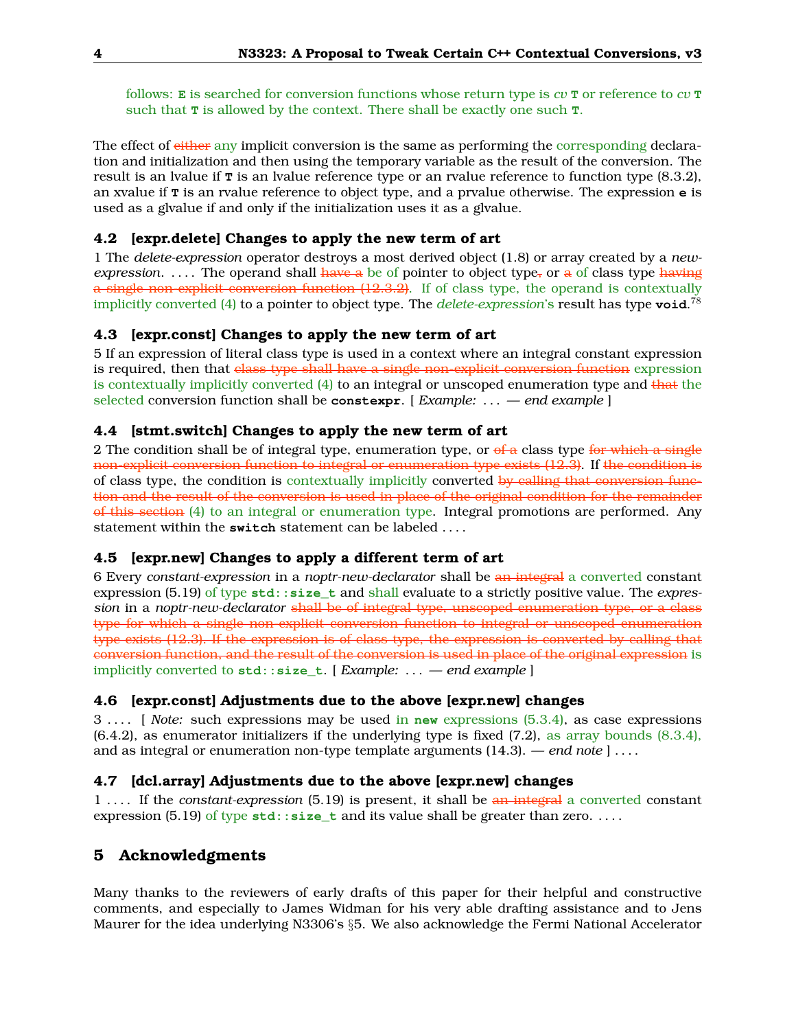follows: **E** is searched for conversion functions whose return type is *cv* **T** or reference to *cv* **T** such that **T** is allowed by the context. There shall be exactly one such **T**.

The effect of ~~either~~ any implicit conversion is the same as performing the corresponding declaration and initialization and then using the temporary variable as the result of the conversion. The result is an lvalue if **T** is an lvalue reference type or an rvalue reference to function type (8.3.2), an xvalue if **T** is an rvalue reference to object type, and a prvalue otherwise. The expression **e** is used as a glvalue if and only if the initialization uses it as a glvalue.

### 4.2 [expr.delete] Changes to apply the new term of art

1 The *delete-expression* operator destroys a most derived object (1.8) or array created by a *new-expression*. . . . . The operand shall ~~have a~~ be of pointer to object type~~,~~ or ~~a~~ of class type ~~having a single non-explicit conversion function (12.3.2)~~. If of class type, the operand is contextually implicitly converted (4) to a pointer to object type. The *delete-expression*'s result has type **void**.[78]

### 4.3 [expr.const] Changes to apply the new term of art

5 If an expression of literal class type is used in a context where an integral constant expression is required, then that ~~class type shall have a single non-explicit conversion function~~ expression is contextually implicitly converted (4) to an integral or unscoped enumeration type and ~~that~~ the selected conversion function shall be **constexpr**. [ *Example:* . . . — *end example* ]

### 4.4 [stmt.switch] Changes to apply the new term of art

2 The condition shall be of integral type, enumeration type, or ~~of a~~ class type ~~for which a single non-explicit conversion function to integral or enumeration type exists (12.3)~~. If ~~the condition is~~ of class type, the condition is contextually implicitly converted ~~by calling that conversion function and the result of the conversion is used in place of the original condition for the remainder of this section~~ (4) to an integral or enumeration type. Integral promotions are performed. Any statement within the **switch** statement can be labeled . . . .

### 4.5 [expr.new] Changes to apply a different term of art

6 Every *constant-expression* in a *noptr-new-declarator* shall be ~~an integral~~ a converted constant expression (5.19) of type **std::size_t** and shall evaluate to a strictly positive value. The *expression* in a *noptr-new-declarator* ~~shall be of integral type, unscoped enumeration type, or a class type for which a single non-explicit conversion function to integral or unscoped enumeration type exists (12.3). If the expression is of class type, the expression is converted by calling that conversion function, and the result of the conversion is used in place of the original expression~~ is implicitly converted to **std::size_t**. [ *Example:* . . . — *end example* ]

### 4.6 [expr.const] Adjustments due to the above [expr.new] changes

3 . . . . [ *Note:* such expressions may be used in **new** expressions (5.3.4), as case expressions (6.4.2), as enumerator initializers if the underlying type is fixed (7.2), as array bounds (8.3.4), and as integral or enumeration non-type template arguments (14.3). — *end note* ] . . . .

### 4.7 [dcl.array] Adjustments due to the above [expr.new] changes

1 . . . . If the *constant-expression* (5.19) is present, it shall be ~~an integral~~ a converted constant expression (5.19) of type **std::size_t** and its value shall be greater than zero. . . . .

## 5 Acknowledgments

Many thanks to the reviewers of early drafts of this paper for their helpful and constructive comments, and especially to James Widman for his very able drafting assistance and to Jens Maurer for the idea underlying N3306's §5. We also acknowledge the Fermi National Accelerator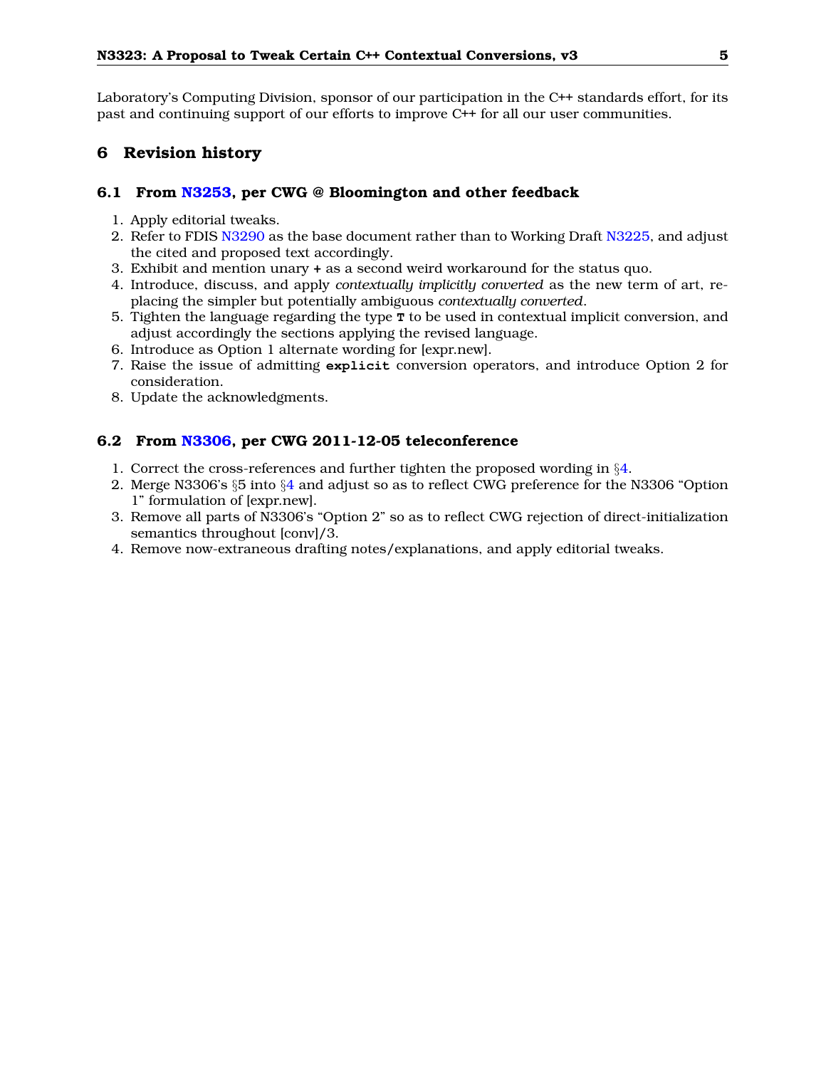Laboratory's Computing Division, sponsor of our participation in the C++ standards effort, for its past and continuing support of our efforts to improve C++ for all our user communities.

# 6 Revision history

## 6.1 From N3253, per CWG @ Bloomington and other feedback

1. Apply editorial tweaks.
2. Refer to FDIS N3290 as the base document rather than to Working Draft N3225, and adjust the cited and proposed text accordingly.
3. Exhibit and mention unary `+` as a second weird workaround for the status quo.
4. Introduce, discuss, and apply *contextually implicitly converted* as the new term of art, replacing the simpler but potentially ambiguous *contextually converted*.
5. Tighten the language regarding the type `T` to be used in contextual implicit conversion, and adjust accordingly the sections applying the revised language.
6. Introduce as Option 1 alternate wording for [expr.new].
7. Raise the issue of admitting `explicit` conversion operators, and introduce Option 2 for consideration.
8. Update the acknowledgments.

## 6.2 From N3306, per CWG 2011-12-05 teleconference

1. Correct the cross-references and further tighten the proposed wording in §4.
2. Merge N3306's §5 into §4 and adjust so as to reflect CWG preference for the N3306 "Option 1" formulation of [expr.new].
3. Remove all parts of N3306's "Option 2" so as to reflect CWG rejection of direct-initialization semantics throughout [conv]/3.
4. Remove now-extraneous drafting notes/explanations, and apply editorial tweaks.